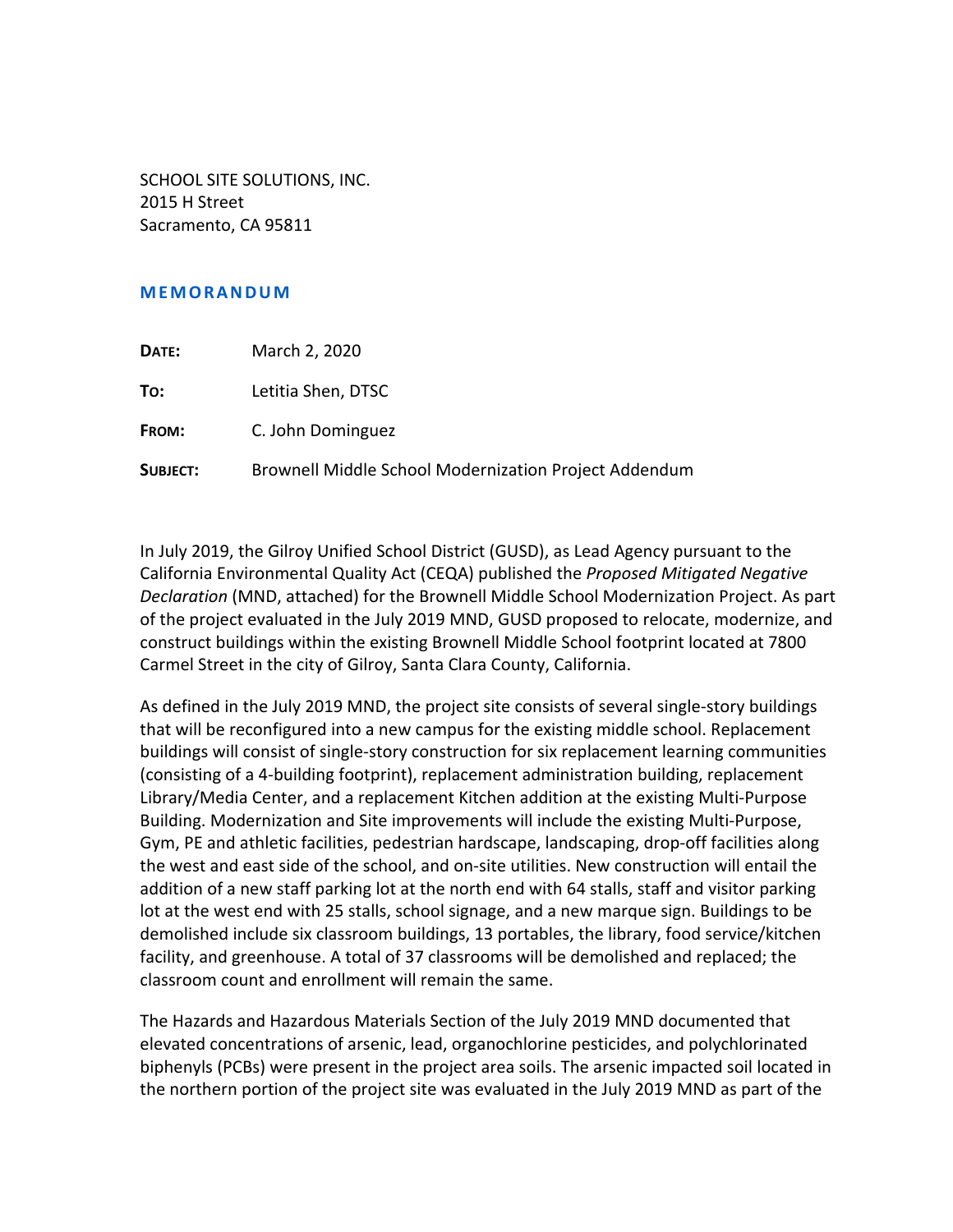SCHOOL SITE SOLUTIONS, INC.
2015 H Street
Sacramento, CA 95811

## MEMORANDUM

**DATE:** March 2, 2020

**TO:** Letitia Shen, DTSC

**FROM:** C. John Dominguez

**SUBJECT:** Brownell Middle School Modernization Project Addendum

In July 2019, the Gilroy Unified School District (GUSD), as Lead Agency pursuant to the California Environmental Quality Act (CEQA) published the *Proposed Mitigated Negative Declaration* (MND, attached) for the Brownell Middle School Modernization Project. As part of the project evaluated in the July 2019 MND, GUSD proposed to relocate, modernize, and construct buildings within the existing Brownell Middle School footprint located at 7800 Carmel Street in the city of Gilroy, Santa Clara County, California.

As defined in the July 2019 MND, the project site consists of several single-story buildings that will be reconfigured into a new campus for the existing middle school. Replacement buildings will consist of single-story construction for six replacement learning communities (consisting of a 4-building footprint), replacement administration building, replacement Library/Media Center, and a replacement Kitchen addition at the existing Multi-Purpose Building. Modernization and Site improvements will include the existing Multi-Purpose, Gym, PE and athletic facilities, pedestrian hardscape, landscaping, drop-off facilities along the west and east side of the school, and on-site utilities. New construction will entail the addition of a new staff parking lot at the north end with 64 stalls, staff and visitor parking lot at the west end with 25 stalls, school signage, and a new marque sign. Buildings to be demolished include six classroom buildings, 13 portables, the library, food service/kitchen facility, and greenhouse. A total of 37 classrooms will be demolished and replaced; the classroom count and enrollment will remain the same.

The Hazards and Hazardous Materials Section of the July 2019 MND documented that elevated concentrations of arsenic, lead, organochlorine pesticides, and polychlorinated biphenyls (PCBs) were present in the project area soils. The arsenic impacted soil located in the northern portion of the project site was evaluated in the July 2019 MND as part of the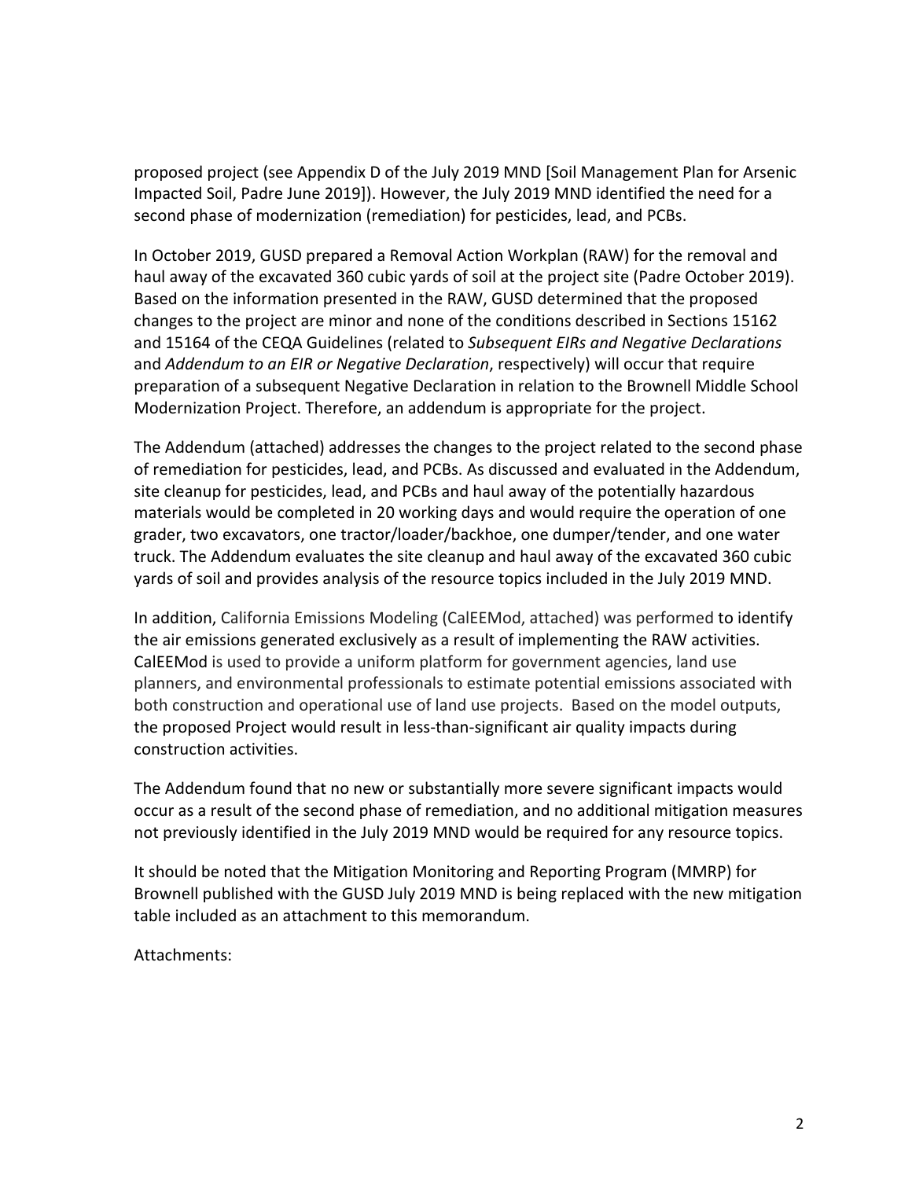proposed project (see Appendix D of the July 2019 MND [Soil Management Plan for Arsenic Impacted Soil, Padre June 2019]). However, the July 2019 MND identified the need for a second phase of modernization (remediation) for pesticides, lead, and PCBs.

In October 2019, GUSD prepared a Removal Action Workplan (RAW) for the removal and haul away of the excavated 360 cubic yards of soil at the project site (Padre October 2019). Based on the information presented in the RAW, GUSD determined that the proposed changes to the project are minor and none of the conditions described in Sections 15162 and 15164 of the CEQA Guidelines (related to *Subsequent EIRs and Negative Declarations* and *Addendum to an EIR or Negative Declaration*, respectively) will occur that require preparation of a subsequent Negative Declaration in relation to the Brownell Middle School Modernization Project. Therefore, an addendum is appropriate for the project.

The Addendum (attached) addresses the changes to the project related to the second phase of remediation for pesticides, lead, and PCBs. As discussed and evaluated in the Addendum, site cleanup for pesticides, lead, and PCBs and haul away of the potentially hazardous materials would be completed in 20 working days and would require the operation of one grader, two excavators, one tractor/loader/backhoe, one dumper/tender, and one water truck. The Addendum evaluates the site cleanup and haul away of the excavated 360 cubic yards of soil and provides analysis of the resource topics included in the July 2019 MND.

In addition, California Emissions Modeling (CalEEMod, attached) was performed to identify the air emissions generated exclusively as a result of implementing the RAW activities. CalEEMod is used to provide a uniform platform for government agencies, land use planners, and environmental professionals to estimate potential emissions associated with both construction and operational use of land use projects. Based on the model outputs, the proposed Project would result in less-than-significant air quality impacts during construction activities.

The Addendum found that no new or substantially more severe significant impacts would occur as a result of the second phase of remediation, and no additional mitigation measures not previously identified in the July 2019 MND would be required for any resource topics.

It should be noted that the Mitigation Monitoring and Reporting Program (MMRP) for Brownell published with the GUSD July 2019 MND is being replaced with the new mitigation table included as an attachment to this memorandum.

Attachments: